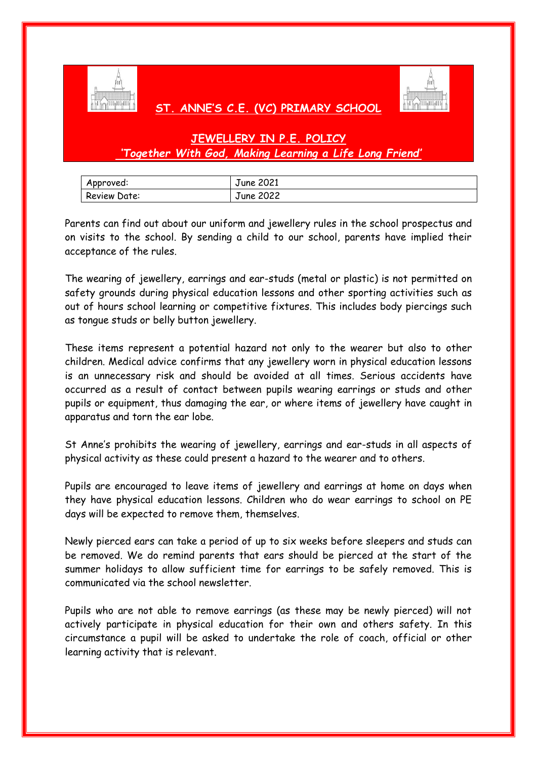# ST. ANNE'S C.E. (VC) PRIMARY SCHOOL

## JEWELLERY IN P.E. POLICY

*'Together With God, Making Learning a Life Long Friend'*

| Approved: | June 2021 |
|---|---|
| Review Date: | June 2022 |

Parents can find out about our uniform and jewellery rules in the school prospectus and on visits to the school. By sending a child to our school, parents have implied their acceptance of the rules.

The wearing of jewellery, earrings and ear-studs (metal or plastic) is not permitted on safety grounds during physical education lessons and other sporting activities such as out of hours school learning or competitive fixtures. This includes body piercings such as tongue studs or belly button jewellery.

These items represent a potential hazard not only to the wearer but also to other children. Medical advice confirms that any jewellery worn in physical education lessons is an unnecessary risk and should be avoided at all times. Serious accidents have occurred as a result of contact between pupils wearing earrings or studs and other pupils or equipment, thus damaging the ear, or where items of jewellery have caught in apparatus and torn the ear lobe.

St Anne's prohibits the wearing of jewellery, earrings and ear-studs in all aspects of physical activity as these could present a hazard to the wearer and to others.

Pupils are encouraged to leave items of jewellery and earrings at home on days when they have physical education lessons. Children who do wear earrings to school on PE days will be expected to remove them, themselves.

Newly pierced ears can take a period of up to six weeks before sleepers and studs can be removed. We do remind parents that ears should be pierced at the start of the summer holidays to allow sufficient time for earrings to be safely removed. This is communicated via the school newsletter.

Pupils who are not able to remove earrings (as these may be newly pierced) will not actively participate in physical education for their own and others safety. In this circumstance a pupil will be asked to undertake the role of coach, official or other learning activity that is relevant.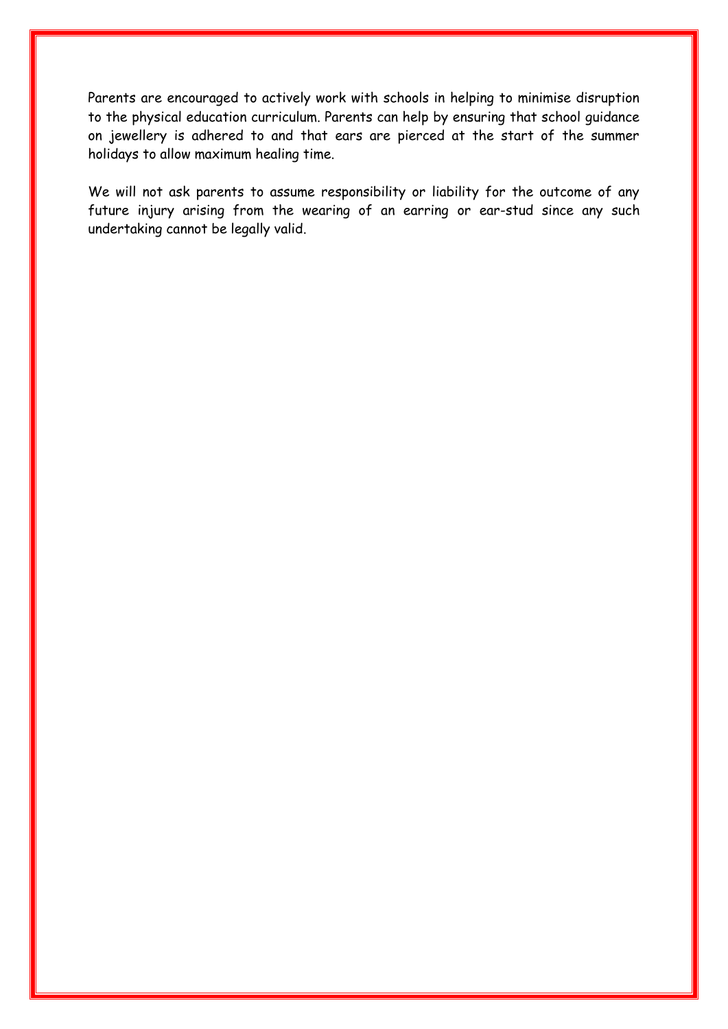Parents are encouraged to actively work with schools in helping to minimise disruption to the physical education curriculum. Parents can help by ensuring that school guidance on jewellery is adhered to and that ears are pierced at the start of the summer holidays to allow maximum healing time.

We will not ask parents to assume responsibility or liability for the outcome of any future injury arising from the wearing of an earring or ear-stud since any such undertaking cannot be legally valid.